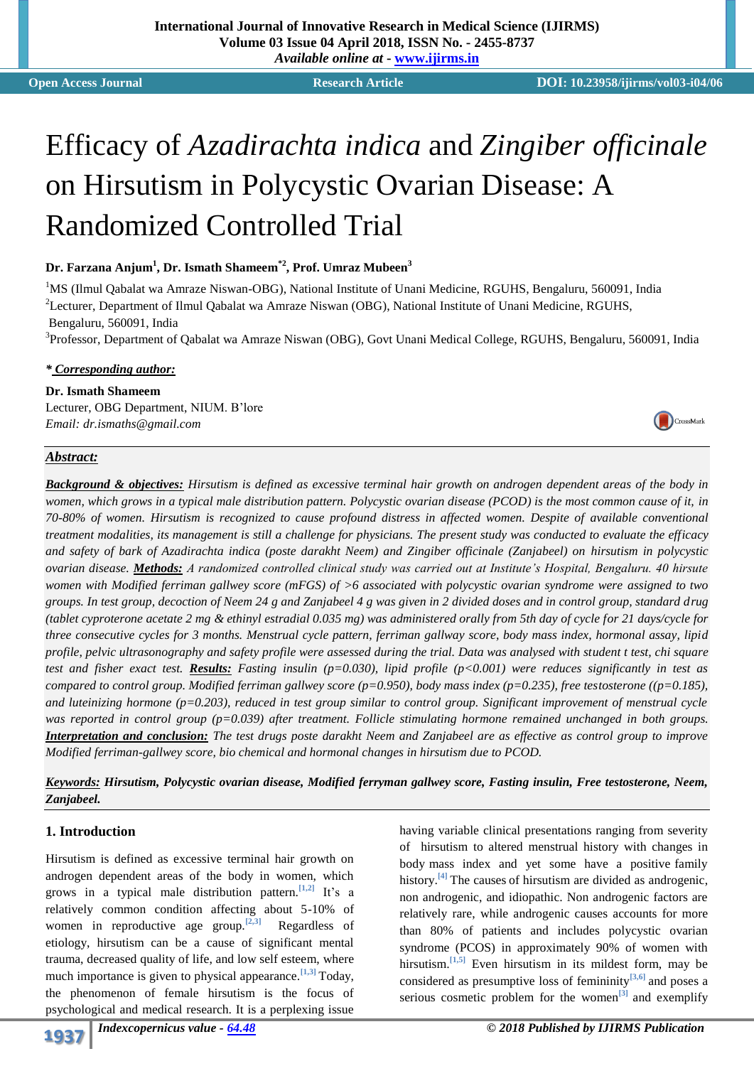# Efficacy of *Azadirachta indica* and *Zingiber officinale* on Hirsutism in Polycystic Ovarian Disease: A Randomized Controlled Trial

**Dr. Farzana Anjum[1], Dr. Ismath Shameem[*2], Prof. Umraz Mubeen[3]**

[1]MS (Ilmul Qabalat wa Amraze Niswan-OBG), National Institute of Unani Medicine, RGUHS, Bengaluru, 560091, India

[2]Lecturer, Department of Ilmul Qabalat wa Amraze Niswan (OBG), National Institute of Unani Medicine, RGUHS, Bengaluru, 560091, India

[3]Professor, Department of Qabalat wa Amraze Niswan (OBG), Govt Unani Medical College, RGUHS, Bengaluru, 560091, India

***Corresponding author:***

**Dr. Ismath Shameem**
Lecturer, OBG Department, NIUM. B'lore
*Email: dr.ismaths@gmail.com*

## *Abstract:*

***Background & objectives:*** *Hirsutism is defined as excessive terminal hair growth on androgen dependent areas of the body in women, which grows in a typical male distribution pattern. Polycystic ovarian disease (PCOD) is the most common cause of it, in 70-80% of women. Hirsutism is recognized to cause profound distress in affected women. Despite of available conventional treatment modalities, its management is still a challenge for physicians. The present study was conducted to evaluate the efficacy and safety of bark of Azadirachta indica (poste darakht Neem) and Zingiber officinale (Zanjabeel) on hirsutism in polycystic ovarian disease.* ***Methods:*** *A randomized controlled clinical study was carried out at Institute's Hospital, Bengaluru. 40 hirsute women with Modified ferriman gallwey score (mFGS) of >6 associated with polycystic ovarian syndrome were assigned to two groups. In test group, decoction of Neem 24 g and Zanjabeel 4 g was given in 2 divided doses and in control group, standard drug (tablet cyproterone acetate 2 mg & ethinyl estradial 0.035 mg) was administered orally from 5th day of cycle for 21 days/cycle for three consecutive cycles for 3 months. Menstrual cycle pattern, ferriman gallway score, body mass index, hormonal assay, lipid profile, pelvic ultrasonography and safety profile were assessed during the trial. Data was analysed with student t test, chi square test and fisher exact test.* ***Results:*** *Fasting insulin (p=0.030), lipid profile (p<0.001) were reduces significantly in test as compared to control group. Modified ferriman gallwey score (p=0.950), body mass index (p=0.235), free testosterone ((p=0.185), and luteinizing hormone (p=0.203), reduced in test group similar to control group. Significant improvement of menstrual cycle was reported in control group (p=0.039) after treatment. Follicle stimulating hormone remained unchanged in both groups.* ***Interpretation and conclusion:*** *The test drugs poste darakht Neem and Zanjabeel are as effective as control group to improve Modified ferriman-gallwey score, bio chemical and hormonal changes in hirsutism due to PCOD.*

***Keywords:*** ***Hirsutism, Polycystic ovarian disease, Modified ferryman gallwey score, Fasting insulin, Free testosterone, Neem, Zanjabeel.***

## 1. Introduction

Hirsutism is defined as excessive terminal hair growth on androgen dependent areas of the body in women, which grows in a typical male distribution pattern.[1,2] It's a relatively common condition affecting about 5-10% of women in reproductive age group.[2,3] Regardless of etiology, hirsutism can be a cause of significant mental trauma, decreased quality of life, and low self esteem, where much importance is given to physical appearance.[1,3] Today, the phenomenon of female hirsutism is the focus of psychological and medical research. It is a perplexing issue having variable clinical presentations ranging from severity of hirsutism to altered menstrual history with changes in body mass index and yet some have a positive family history.[4] The causes of hirsutism are divided as androgenic, non androgenic, and idiopathic. Non androgenic factors are relatively rare, while androgenic causes accounts for more than 80% of patients and includes polycystic ovarian syndrome (PCOS) in approximately 90% of women with hirsutism.[1,5] Even hirsutism in its mildest form, may be considered as presumptive loss of femininity[3,6] and poses a serious cosmetic problem for the women[3] and exemplify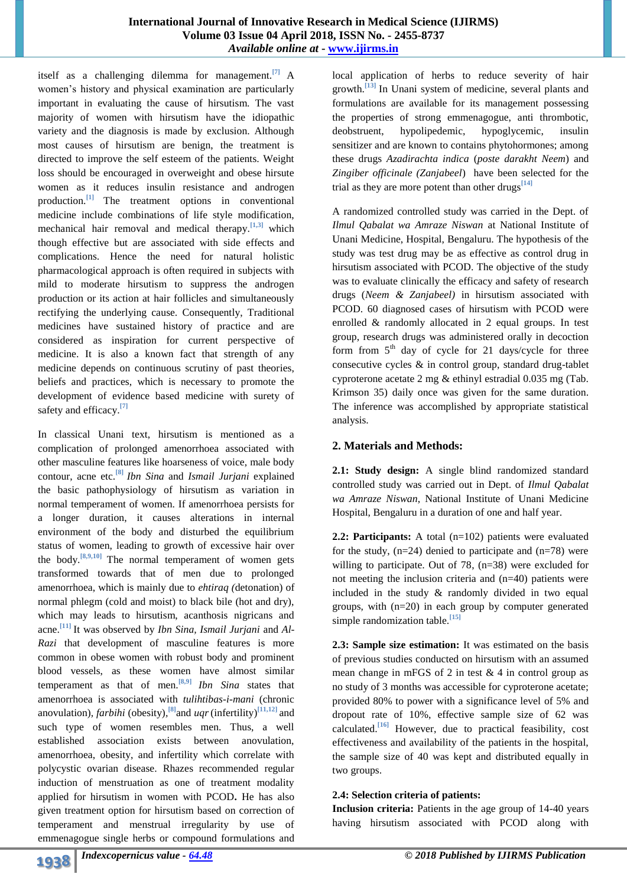itself as a challenging dilemma for management.[7] A women's history and physical examination are particularly important in evaluating the cause of hirsutism. The vast majority of women with hirsutism have the idiopathic variety and the diagnosis is made by exclusion. Although most causes of hirsutism are benign, the treatment is directed to improve the self esteem of the patients. Weight loss should be encouraged in overweight and obese hirsute women as it reduces insulin resistance and androgen production.[1] The treatment options in conventional medicine include combinations of life style modification, mechanical hair removal and medical therapy.[1,3] which though effective but are associated with side effects and complications. Hence the need for natural holistic pharmacological approach is often required in subjects with mild to moderate hirsutism to suppress the androgen production or its action at hair follicles and simultaneously rectifying the underlying cause. Consequently, Traditional medicines have sustained history of practice and are considered as inspiration for current perspective of medicine. It is also a known fact that strength of any medicine depends on continuous scrutiny of past theories, beliefs and practices, which is necessary to promote the development of evidence based medicine with surety of safety and efficacy.[7]

In classical Unani text, hirsutism is mentioned as a complication of prolonged amenorrhoea associated with other masculine features like hoarseness of voice, male body contour, acne etc.[8] *Ibn Sina* and *Ismail Jurjani* explained the basic pathophysiology of hirsutism as variation in normal temperament of women. If amenorrhoea persists for a longer duration, it causes alterations in internal environment of the body and disturbed the equilibrium status of women, leading to growth of excessive hair over the body.[8,9,10] The normal temperament of women gets transformed towards that of men due to prolonged amenorrhoea, which is mainly due to *ehtiraq (*detonation) of normal phlegm (cold and moist) to black bile (hot and dry), which may leads to hirsutism, acanthosis nigricans and acne.[11] It was observed by *Ibn Sina, Ismail Jurjani* and *Al-Razi* that development of masculine features is more common in obese women with robust body and prominent blood vessels, as these women have almost similar temperament as that of men.[8,9] *Ibn Sina* states that amenorrhoea is associated with *tulihtibas-i-mani* (chronic anovulation), *farbihi* (obesity),[8] and *uqr* (infertility)[11,12] and such type of women resembles men. Thus, a well established association exists between anovulation, amenorrhoea, obesity, and infertility which correlate with polycystic ovarian disease. Rhazes recommended regular induction of menstruation as one of treatment modality applied for hirsutism in women with PCOD**.** He has also given treatment option for hirsutism based on correction of temperament and menstrual irregularity by use of emmenagogue single herbs or compound formulations and local application of herbs to reduce severity of hair growth.[13] In Unani system of medicine, several plants and formulations are available for its management possessing the properties of strong emmenagogue, anti thrombotic, deobstruent, hypolipedemic, hypoglycemic, insulin sensitizer and are known to contains phytohormones; among these drugs *Azadirachta indica* (*poste darakht Neem*) and *Zingiber officinale (Zanjabeel*) have been selected for the trial as they are more potent than other drugs[14]

A randomized controlled study was carried in the Dept. of *Ilmul Qabalat wa Amraze Niswan* at National Institute of Unani Medicine, Hospital, Bengaluru. The hypothesis of the study was test drug may be as effective as control drug in hirsutism associated with PCOD. The objective of the study was to evaluate clinically the efficacy and safety of research drugs (*Neem & Zanjabeel)* in hirsutism associated with PCOD. 60 diagnosed cases of hirsutism with PCOD were enrolled & randomly allocated in 2 equal groups. In test group, research drugs was administered orally in decoction form from 5th day of cycle for 21 days/cycle for three consecutive cycles & in control group, standard drug-tablet cyproterone acetate 2 mg & ethinyl estradial 0.035 mg (Tab. Krimson 35) daily once was given for the same duration. The inference was accomplished by appropriate statistical analysis.

## 2. Materials and Methods:

**2.1: Study design:** A single blind randomized standard controlled study was carried out in Dept. of *Ilmul Qabalat wa Amraze Niswan*, National Institute of Unani Medicine Hospital, Bengaluru in a duration of one and half year.

**2.2: Participants:** A total (n=102) patients were evaluated for the study, (n=24) denied to participate and (n=78) were willing to participate. Out of 78, (n=38) were excluded for not meeting the inclusion criteria and (n=40) patients were included in the study & randomly divided in two equal groups, with (n=20) in each group by computer generated simple randomization table.[15]

**2.3: Sample size estimation:** It was estimated on the basis of previous studies conducted on hirsutism with an assumed mean change in mFGS of 2 in test & 4 in control group as no study of 3 months was accessible for cyproterone acetate; provided 80% to power with a significance level of 5% and dropout rate of 10%, effective sample size of 62 was calculated.[16] However, due to practical feasibility, cost effectiveness and availability of the patients in the hospital, the sample size of 40 was kept and distributed equally in two groups.

**2.4: Selection criteria of patients:**

**Inclusion criteria:** Patients in the age group of 14-40 years having hirsutism associated with PCOD along with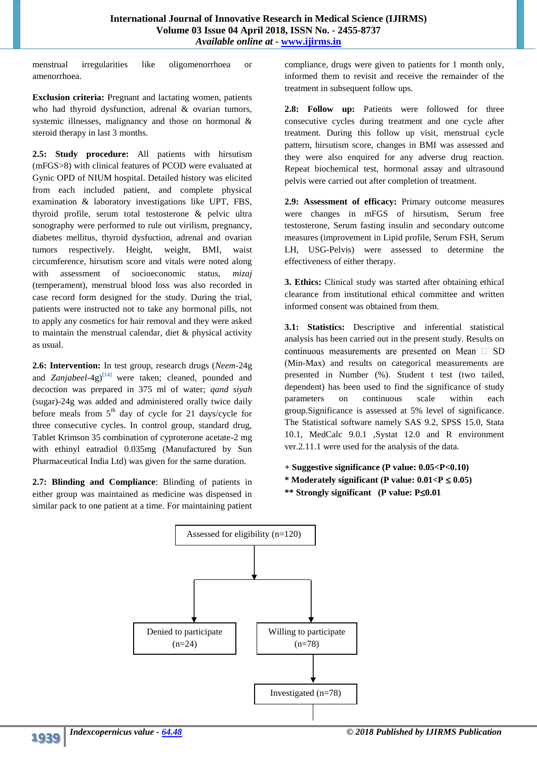menstrual irregularities like oligomenorrhoea or amenorrhoea.

**Exclusion criteria:** Pregnant and lactating women, patients who had thyroid dysfunction, adrenal & ovarian tumors, systemic illnesses, malignancy and those on hormonal & steroid therapy in last 3 months.

**2.5: Study procedure:** All patients with hirsutism (mFGS>8) with clinical features of PCOD were evaluated at Gynic OPD of NIUM hospital. Detailed history was elicited from each included patient, and complete physical examination & laboratory investigations like UPT, FBS, thyroid profile, serum total testosterone & pelvic ultra sonography were performed to rule out virilism, pregnancy, diabetes mellitus, thyroid dysfunction, adrenal and ovarian tumors respectively. Height, weight, BMI, waist circumference, hirsutism score and vitals were noted along with assessment of socioeconomic status, *mizaj* (temperament), menstrual blood loss was also recorded in case record form designed for the study. During the trial, patients were instructed not to take any hormonal pills, not to apply any cosmetics for hair removal and they were asked to maintain the menstrual calendar, diet & physical activity as usual.

**2.6: Intervention:** In test group, research drugs (*Neem*-24g and *Zanjabeel*-4g)[14] were taken; cleaned, pounded and decoction was prepared in 375 ml of water; *qand siyah* (sugar)-24g was added and administered orally twice daily before meals from 5th day of cycle for 21 days/cycle for three consecutive cycles. In control group, standard drug, Tablet Krimson 35 combination of cyproterone acetate-2 mg with ethinyl eatradiol 0.035mg (Manufactured by Sun Pharmaceutical India Ltd) was given for the same duration.

**2.7: Blinding and Compliance**: Blinding of patients in either group was maintained as medicine was dispensed in similar pack to one patient at a time. For maintaining patient compliance, drugs were given to patients for 1 month only, informed them to revisit and receive the remainder of the treatment in subsequent follow ups.

**2.8: Follow up:** Patients were followed for three consecutive cycles during treatment and one cycle after treatment. During this follow up visit, menstrual cycle pattern, hirsutism score, changes in BMI was assessed and they were also enquired for any adverse drug reaction. Repeat biochemical test, hormonal assay and ultrasound pelvis were carried out after completion of treatment.

**2.9: Assessment of efficacy:** Primary outcome measures were changes in mFGS of hirsutism, Serum free testosterone, Serum fasting insulin and secondary outcome measures (improvement in Lipid profile, Serum FSH, Serum LH, USG-Pelvis) were assessed to determine the effectiveness of either therapy.

**3. Ethics:** Clinical study was started after obtaining ethical clearance from institutional ethical committee and written informed consent was obtained from them.

**3.1: Statistics:** Descriptive and inferential statistical analysis has been carried out in the present study. Results on continuous measurements are presented on Mean ± SD (Min-Max) and results on categorical measurements are presented in Number (%). Student t test (two tailed, dependent) has been used to find the significance of study parameters on continuous scale within each group.Significance is assessed at 5% level of significance. The Statistical software namely SAS 9.2, SPSS 15.0, Stata 10.1, MedCalc 9.0.1 ,Systat 12.0 and R environment ver.2.11.1 were used for the analysis of the data.

**+ Suggestive significance (P value: $0.05<P<0.10$)**
**\* Moderately significant (P value: $0.01<P \leq 0.05$)**
**\*\* Strongly significant (P value: $P\leq 0.01$**

Assessed for eligibility (n=120)

Denied to participate (n=24)

Willing to participate (n=78)

Investigated (n=78)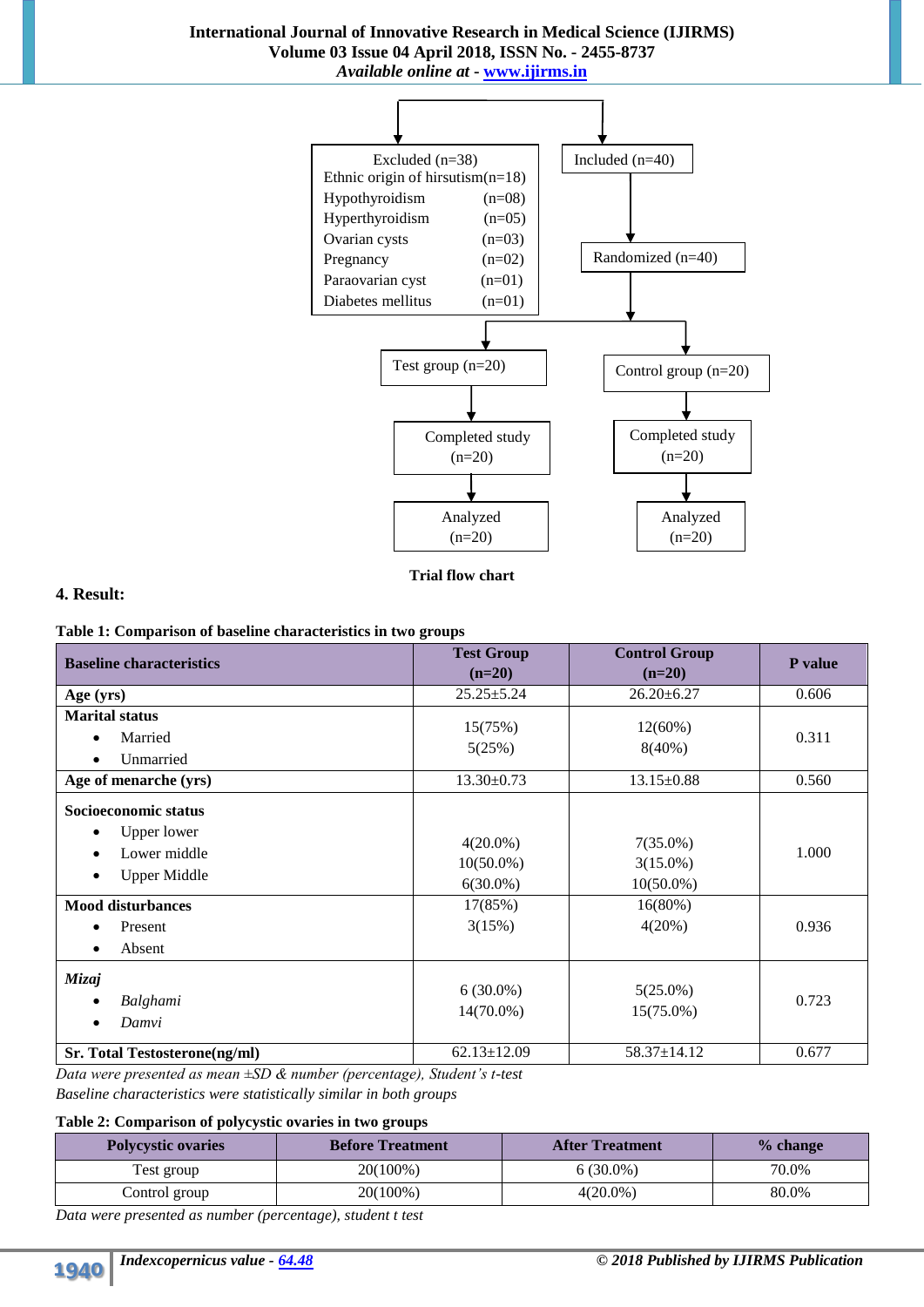Excluded (n=38)
Ethnic origin of hirsutism (n=18)
Hypothyroidism (n=08)
Hyperthyroidism (n=05)
Ovarian cysts (n=03)
Pregnancy (n=02)
Paraovarian cyst (n=01)
Diabetes mellitus (n=01)

Included (n=40)

Randomized (n=40)

Test group (n=20) → Completed study (n=20) → Analyzed (n=20)

Control group (n=20) → Completed study (n=20) → Analyzed (n=20)

**Trial flow chart**

## 4. Result:

**Table 1: Comparison of baseline characteristics in two groups**

| Baseline characteristics | Test Group (n=20) | Control Group (n=20) | P value |
|---|---|---|---|
| **Age (yrs)** | 25.25±5.24 | 26.20±6.27 | 0.606 |
| **Marital status** | | | |
| • Married | 15(75%) | 12(60%) | 0.311 |
| • Unmarried | 5(25%) | 8(40%) | |
| **Age of menarche (yrs)** | 13.30±0.73 | 13.15±0.88 | 0.560 |
| **Socioeconomic status** | | | |
| • Upper lower | 4(20.0%) | 7(35.0%) | 1.000 |
| • Lower middle | 10(50.0%) | 3(15.0%) | |
| • Upper Middle | 6(30.0%) | 10(50.0%) | |
| **Mood disturbances** | | | |
| • Present | 17(85%) | 16(80%) | 0.936 |
| • Absent | 3(15%) | 4(20%) | |
| ***Mizaj*** | | | |
| • *Balghami* | 6 (30.0%) | 5(25.0%) | 0.723 |
| • *Damvi* | 14(70.0%) | 15(75.0%) | |
| **Sr. Total Testosterone(ng/ml)** | 62.13±12.09 | 58.37±14.12 | 0.677 |

*Data were presented as mean ±SD & number (percentage), Student's t-test*
*Baseline characteristics were statistically similar in both groups*

**Table 2: Comparison of polycystic ovaries in two groups**

| Polycystic ovaries | Before Treatment | After Treatment | % change |
|---|---|---|---|
| Test group | 20(100%) | 6 (30.0%) | 70.0% |
| Control group | 20(100%) | 4(20.0%) | 80.0% |

*Data were presented as number (percentage), student t test*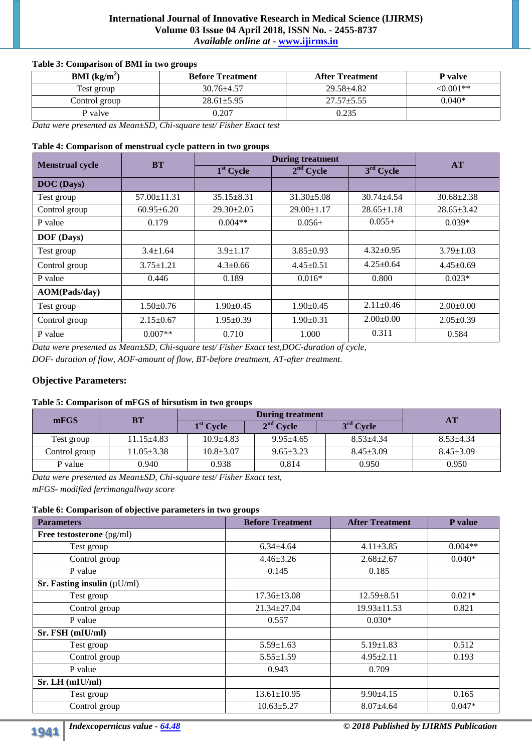**Table 3: Comparison of BMI in two groups**

| BMI ($kg/m^2$) | Before Treatment | After Treatment | P valve |
|---|---|---|---|
| Test group | 30.76±4.57 | 29.58±4.82 | <0.001** |
| Control group | 28.61±5.95 | 27.57±5.55 | 0.040* |
| P valve | 0.207 | 0.235 | |

*Data were presented as Mean±SD, Chi-square test/ Fisher Exact test*

**Table 4: Comparison of menstrual cycle pattern in two groups**

| Menstrual cycle | BT | During treatment | | | AT |
|---|---|---|---|---|---|
| | | 1st Cycle | 2nd Cycle | 3rd Cycle | |
| **DOC (Days)** | | | | | |
| Test group | 57.00±11.31 | 35.15±8.31 | 31.30±5.08 | 30.74±4.54 | 30.68±2.38 |
| Control group | 60.95±6.20 | 29.30±2.05 | 29.00±1.17 | 28.65±1.18 | 28.65±3.42 |
| P value | 0.179 | 0.004** | 0.056+ | 0.055+ | 0.039* |
| **DOF (Days)** | | | | | |
| Test group | 3.4±1.64 | 3.9±1.17 | 3.85±0.93 | 4.32±0.95 | 3.79±1.03 |
| Control group | 3.75±1.21 | 4.3±0.66 | 4.45±0.51 | 4.25±0.64 | 4.45±0.69 |
| P value | 0.446 | 0.189 | 0.016* | 0.800 | 0.023* |
| **AOM(Pads/day)** | | | | | |
| Test group | 1.50±0.76 | 1.90±0.45 | 1.90±0.45 | 2.11±0.46 | 2.00±0.00 |
| Control group | 2.15±0.67 | 1.95±0.39 | 1.90±0.31 | 2.00±0.00 | 2.05±0.39 |
| P value | 0.007** | 0.710 | 1.000 | 0.311 | 0.584 |

*Data were presented as Mean±SD, Chi-square test/ Fisher Exact test,DOC-duration of cycle,*
*DOF- duration of flow, AOF-amount of flow, BT-before treatment, AT-after treatment.*

### Objective Parameters:

**Table 5: Comparison of mFGS of hirsutism in two groups**

| mFGS | BT | During treatment | | | AT |
|---|---|---|---|---|---|
| | | 1st Cycle | 2nd Cycle | 3rd Cycle | |
| Test group | 11.15±4.83 | 10.9±4.83 | 9.95±4.65 | 8.53±4.34 | 8.53±4.34 |
| Control group | 11.05±3.38 | 10.8±3.07 | 9.65±3.23 | 8.45±3.09 | 8.45±3.09 |
| P value | 0.940 | 0.938 | 0.814 | 0.950 | 0.950 |

*Data were presented as Mean±SD, Chi-square test/ Fisher Exact test,*
*mFGS- modified ferrimangallway score*

**Table 6: Comparison of objective parameters in two groups**

| Parameters | Before Treatment | After Treatment | P value |
|---|---|---|---|
| **Free testosterone** (pg/ml) | | | |
| Test group | 6.34±4.64 | 4.11±3.85 | 0.004** |
| Control group | 4.46±3.26 | 2.68±2.67 | 0.040* |
| P value | 0.145 | 0.185 | |
| **Sr. Fasting insulin** (μU/ml) | | | |
| Test group | 17.36±13.08 | 12.59±8.51 | 0.021* |
| Control group | 21.34±27.04 | 19.93±11.53 | 0.821 |
| P value | 0.557 | 0.030* | |
| **Sr. FSH (mIU/ml)** | | | |
| Test group | 5.59±1.63 | 5.19±1.83 | 0.512 |
| Control group | 5.55±1.59 | 4.95±2.11 | 0.193 |
| P value | 0.943 | 0.709 | |
| **Sr. LH (mIU/ml)** | | | |
| Test group | 13.61±10.95 | 9.90±4.15 | 0.165 |
| Control group | 10.63±5.27 | 8.07±4.64 | 0.047* |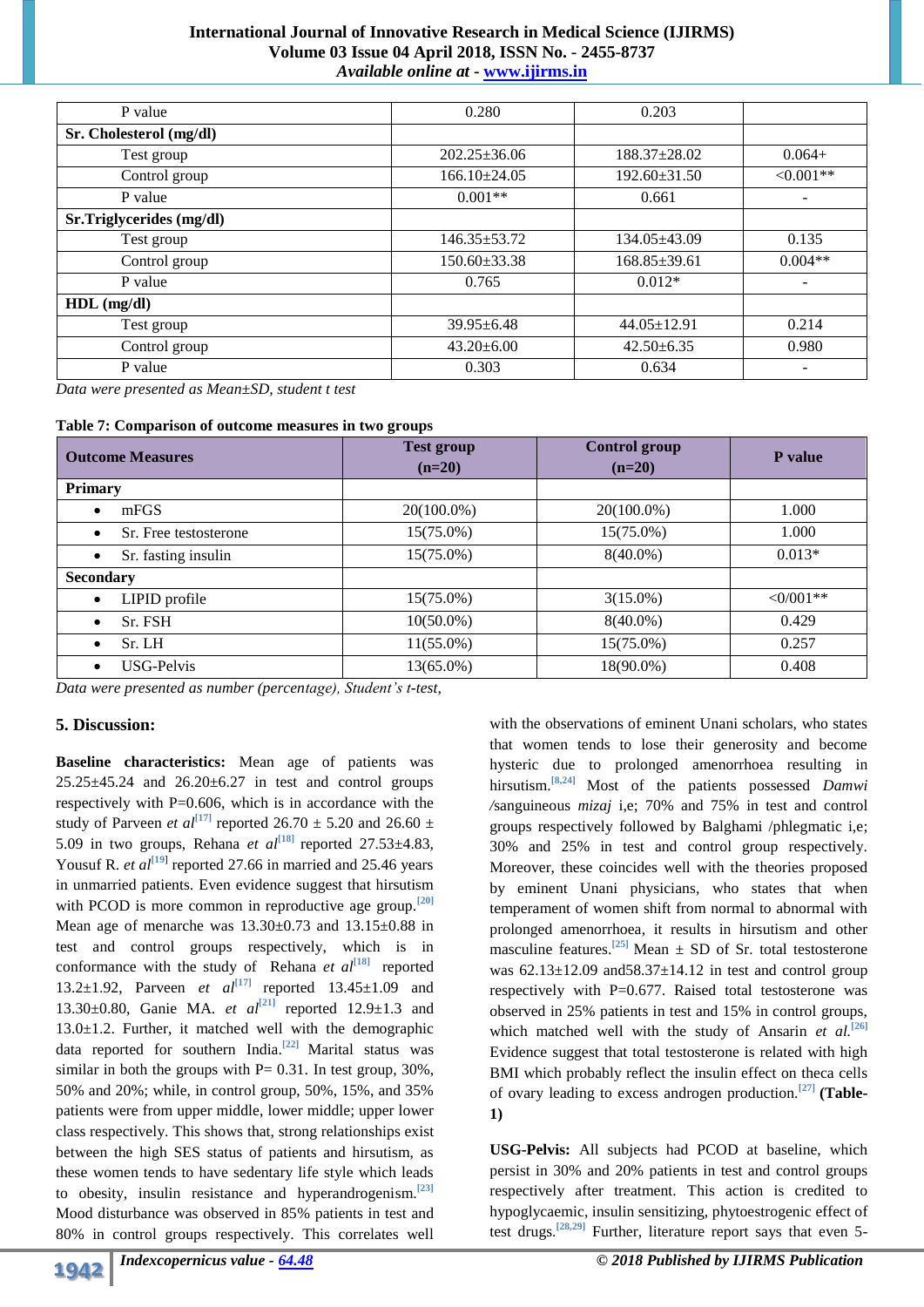| P value | 0.280 | 0.203 | |
|---|---|---|---|
| **Sr. Cholesterol (mg/dl)** | | | |
| Test group | 202.25±36.06 | 188.37±28.02 | 0.064+ |
| Control group | 166.10±24.05 | 192.60±31.50 | <0.001** |
| P value | 0.001** | 0.661 | - |
| **Sr.Triglycerides (mg/dl)** | | | |
| Test group | 146.35±53.72 | 134.05±43.09 | 0.135 |
| Control group | 150.60±33.38 | 168.85±39.61 | 0.004** |
| P value | 0.765 | 0.012* | - |
| **HDL (mg/dl)** | | | |
| Test group | 39.95±6.48 | 44.05±12.91 | 0.214 |
| Control group | 43.20±6.00 | 42.50±6.35 | 0.980 |
| P value | 0.303 | 0.634 | - |

*Data were presented as Mean±SD, student t test*

**Table 7: Comparison of outcome measures in two groups**

| Outcome Measures | Test group (n=20) | Control group (n=20) | P value |
|---|---|---|---|
| **Primary** | | | |
| • mFGS | 20(100.0%) | 20(100.0%) | 1.000 |
| • Sr. Free testosterone | 15(75.0%) | 15(75.0%) | 1.000 |
| • Sr. fasting insulin | 15(75.0%) | 8(40.0%) | 0.013* |
| **Secondary** | | | |
| • LIPID profile | 15(75.0%) | 3(15.0%) | <0/001** |
| • Sr. FSH | 10(50.0%) | 8(40.0%) | 0.429 |
| • Sr. LH | 11(55.0%) | 15(75.0%) | 0.257 |
| • USG-Pelvis | 13(65.0%) | 18(90.0%) | 0.408 |

*Data were presented as number (percentage), Student's t-test,*

## 5. Discussion:

**Baseline characteristics:** Mean age of patients was 25.25±45.24 and 26.20±6.27 in test and control groups respectively with P=0.606, which is in accordance with the study of Parveen *et al*[17] reported 26.70 ± 5.20 and 26.60 ± 5.09 in two groups, Rehana *et al*[18] reported 27.53±4.83, Yousuf R. *et al*[19] reported 27.66 in married and 25.46 years in unmarried patients. Even evidence suggest that hirsutism with PCOD is more common in reproductive age group.[20] Mean age of menarche was 13.30±0.73 and 13.15±0.88 in test and control groups respectively, which is in conformance with the study of Rehana *et al*[18] reported 13.2±1.92, Parveen *et al*[17] reported 13.45±1.09 and 13.30±0.80, Ganie MA. *et al*[21] reported 12.9±1.3 and 13.0±1.2. Further, it matched well with the demographic data reported for southern India.[22] Marital status was similar in both the groups with P= 0.31. In test group, 30%, 50% and 20%; while, in control group, 50%, 15%, and 35% patients were from upper middle, lower middle; upper lower class respectively. This shows that, strong relationships exist between the high SES status of patients and hirsutism, as these women tends to have sedentary life style which leads to obesity, insulin resistance and hyperandrogenism.[23] Mood disturbance was observed in 85% patients in test and 80% in control groups respectively. This correlates well with the observations of eminent Unani scholars, who states that women tends to lose their generosity and become hysteric due to prolonged amenorrhoea resulting in hirsutism.[8,24] Most of the patients possessed *Damwi* /sanguineous *mizaj* i,e; 70% and 75% in test and control groups respectively followed by Balghami /phlegmatic i,e; 30% and 25% in test and control group respectively. Moreover, these coincides well with the theories proposed by eminent Unani physicians, who states that when temperament of women shift from normal to abnormal with prolonged amenorrhoea, it results in hirsutism and other masculine features.[25] Mean ± SD of Sr. total testosterone was 62.13±12.09 and58.37±14.12 in test and control group respectively with P=0.677. Raised total testosterone was observed in 25% patients in test and 15% in control groups, which matched with the study of Ansarin *et al.*[26] Evidence suggest that total testosterone is related with high BMI which probably reflect the insulin effect on theca cells of ovary leading to excess androgen production.[27] **(Table-1)**

**USG-Pelvis:** All subjects had PCOD at baseline, which persist in 30% and 20% patients in test and control groups respectively after treatment. This action is credited to hypoglycaemic, insulin sensitizing, phytoestrogenic effect of test drugs.[28,29] Further, literature report says that even 5-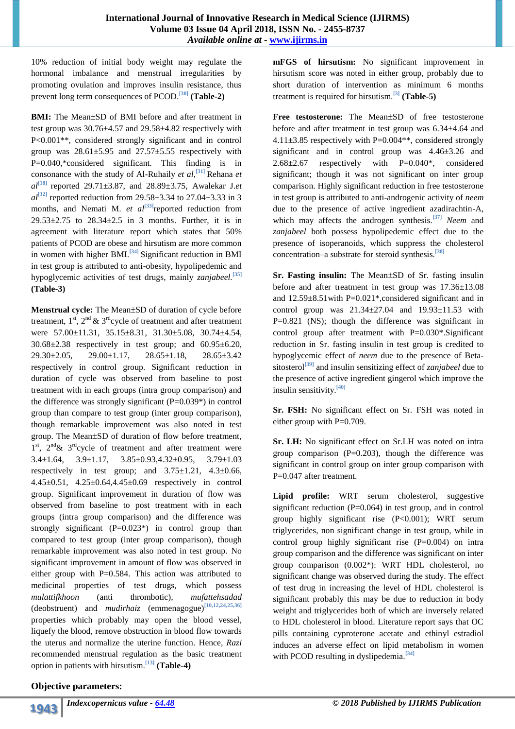10% reduction of initial body weight may regulate the hormonal imbalance and menstrual irregularities by promoting ovulation and improves insulin resistance, thus prevent long term consequences of PCOD.[30] **(Table-2)**

**BMI:** The Mean±SD of BMI before and after treatment in test group was 30.76±4.57 and 29.58±4.82 respectively with P<0.001**, considered strongly significant and in control group was 28.61±5.95 and 27.57±5.55 respectively with P=0.040,*considered significant. This finding is in consonance with the study of Al-Ruhaily *et al*,[31] Rehana *et al*[18] reported 29.71±3.87, and 28.89±3.75, Awalekar J.*et al*[32] reported reduction from 29.58±3.34 to 27.04±3.33 in 3 months, and Nemati M. *et al*[33]reported reduction from 29.53±2.75 to 28.34±2.5 in 3 months. Further, it is in agreement with literature report which states that 50% patients of PCOD are obese and hirsutism are more common in women with higher BMI.[34] Significant reduction in BMI in test group is attributed to anti-obesity, hypolipedemic and hypoglycemic activities of test drugs, mainly *zanjabeel.*[35] **(Table-3)**

**Menstrual cycle:** The Mean±SD of duration of cycle before treatment, 1st, 2nd & 3rdcycle of treatment and after treatment were 57.00±11.31, 35.15±8.31, 31.30±5.08, 30.74±4.54, 30.68±2.38 respectively in test group; and 60.95±6.20, 29.30±2.05, 29.00±1.17, 28.65±1.18, 28.65±3.42 respectively in control group. Significant reduction in duration of cycle was observed from baseline to post treatment with in each groups (intra group comparison) and the difference was strongly significant (P=0.039*) in control group than compare to test group (inter group comparison), though remarkable improvement was also noted in test group. The Mean±SD of duration of flow before treatment, 1st, 2nd& 3rdcycle of treatment and after treatment were 3.4±1.64, 3.9±1.17, 3.85±0.93,4.32±0.95, 3.79±1.03 respectively in test group; and 3.75±1.21, 4.3±0.66, 4.45±0.51, 4.25±0.64,4.45±0.69 respectively in control group. Significant improvement in duration of flow was observed from baseline to post treatment with in each groups (intra group comparison) and the difference was strongly significant (P=0.023*) in control group than compared to test group (inter group comparison), though remarkable improvement was also noted in test group. No significant improvement in amount of flow was observed in either group with P=0.584. This action was attributed to medicinal properties of test drugs, which possess *mulattifkhoon* (anti thrombotic), *mufattehsadad* (deobstruent) and *mudirhaiz* (emmenagogue)[10,12,24,25,36] properties which probably may open the blood vessel, liquefy the blood, remove obstruction in blood flow towards the uterus and normalize the uterine function. Hence, *Razi* recommended menstrual regulation as the basic treatment option in patients with hirsutism.[13] **(Table-4)**

**Objective parameters:**

**mFGS of hirsutism:** No significant improvement in hirsutism score was noted in either group, probably due to short duration of intervention as minimum 6 months treatment is required for hirsutism.[3] **(Table-5)**

**Free testosterone:** The Mean±SD of free testosterone before and after treatment in test group was 6.34±4.64 and 4.11±3.85 respectively with P=0.004**, considered strongly significant and in control group was 4.46±3.26 and 2.68±2.67 respectively with P=0.040*, considered significant; though it was not significant on inter group comparison. Highly significant reduction in free testosterone in test group is attributed to anti-androgenic activity of *neem* due to the presence of active ingredient azadirachtin-A, which may affects the androgen synthesis.[37] *Neem* and *zanjabeel* both possess hypolipedemic effect due to the presence of isoperanoids, which suppress the cholesterol concentration–a substrate for steroid synthesis.[38]

**Sr. Fasting insulin:** The Mean±SD of Sr. fasting insulin before and after treatment in test group was 17.36±13.08 and 12.59±8.51with P=0.021*,considered significant and in control group was 21.34±27.04 and 19.93±11.53 with P=0.821 (NS); though the difference was significant in control group after treatment with P=0.030*.Significant reduction in Sr. fasting insulin in test group is credited to hypoglycemic effect of *neem* due to the presence of Beta-sitosterol[39] and insulin sensitizing effect of *zanjabeel* due to the presence of active ingredient gingerol which improve the insulin sensitivity.[40]

**Sr. FSH:** No significant effect on Sr. FSH was noted in either group with P=0.709.

**Sr. LH:** No significant effect on Sr.LH was noted on intra group comparison (P=0.203), though the difference was significant in control group on inter group comparison with P=0.047 after treatment.

**Lipid profile:** WRT serum cholesterol, suggestive significant reduction (P=0.064) in test group, and in control group highly significant rise (P<0.001); WRT serum triglycerides, non significant change in test group, while in control group highly significant rise (P=0.004) on intra group comparison and the difference was significant on inter group comparison (0.002*): WRT HDL cholesterol, no significant change was observed during the study. The effect of test drug in increasing the level of HDL cholesterol is significant probably this may be due to reduction in body weight and triglycerides both of which are inversely related to HDL cholesterol in blood. Literature report says that OC pills containing cyproterone acetate and ethinyl estradiol induces an adverse effect on lipid metabolism in women with PCOD resulting in dyslipedemia.[34]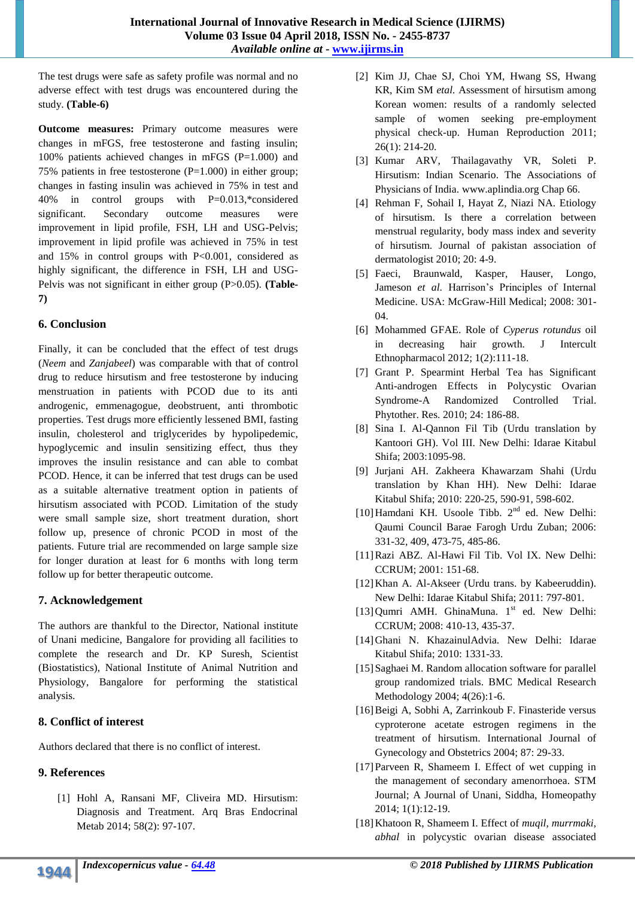The test drugs were safe as safety profile was normal and no adverse effect with test drugs was encountered during the study. **(Table-6)**

**Outcome measures:** Primary outcome measures were changes in mFGS, free testosterone and fasting insulin; 100% patients achieved changes in mFGS (P=1.000) and 75% patients in free testosterone (P=1.000) in either group; changes in fasting insulin was achieved in 75% in test and 40% in control groups with P=0.013,*considered significant. Secondary outcome measures were improvement in lipid profile, FSH, LH and USG-Pelvis; improvement in lipid profile was achieved in 75% in test and 15% in control groups with P<0.001, considered as highly significant, the difference in FSH, LH and USG-Pelvis was not significant in either group (P>0.05). **(Table-7)**

## 6. Conclusion

Finally, it can be concluded that the effect of test drugs (*Neem* and *Zanjabeel*) was comparable with that of control drug to reduce hirsutism and free testosterone by inducing menstruation in patients with PCOD due to its anti androgenic, emmenagogue, deobstruent, anti thrombotic properties. Test drugs more efficiently lessened BMI, fasting insulin, cholesterol and triglycerides by hypolipedemic, hypoglycemic and insulin sensitizing effect, thus they improves the insulin resistance and can able to combat PCOD. Hence, it can be inferred that test drugs can be used as a suitable alternative treatment option in patients of hirsutism associated with PCOD. Limitation of the study were small sample size, short treatment duration, short follow up, presence of chronic PCOD in most of the patients. Future trial are recommended on large sample size for longer duration at least for 6 months with long term follow up for better therapeutic outcome.

## 7. Acknowledgement

The authors are thankful to the Director, National institute of Unani medicine, Bangalore for providing all facilities to complete the research and Dr. KP Suresh, Scientist (Biostatistics), National Institute of Animal Nutrition and Physiology, Bangalore for performing the statistical analysis.

## 8. Conflict of interest

Authors declared that there is no conflict of interest.

## 9. References

[1] Hohl A, Ransani MF, Cliveira MD. Hirsutism: Diagnosis and Treatment. Arq Bras Endocrinal Metab 2014; 58(2): 97-107.

[2] Kim JJ, Chae SJ, Choi YM, Hwang SS, Hwang KR, Kim SM *etal.* Assessment of hirsutism among Korean women: results of a randomly selected sample of women seeking pre-employment physical check-up. Human Reproduction 2011; 26(1): 214-20.

[3] Kumar ARV, Thailagavathy VR, Soleti P. Hirsutism: Indian Scenario. The Associations of Physicians of India. www.aplindia.org Chap 66.

[4] Rehman F, Sohail I, Hayat Z, Niazi NA. Etiology of hirsutism. Is there a correlation between menstrual regularity, body mass index and severity of hirsutism. Journal of pakistan association of dermatologist 2010; 20: 4-9.

[5] Faeci, Braunwald, Kasper, Hauser, Longo, Jameson *et al.* Harrison's Principles of Internal Medicine. USA: McGraw-Hill Medical; 2008: 301-04.

[6] Mohammed GFAE. Role of *Cyperus rotundus* oil in decreasing hair growth. J Intercult Ethnopharmacol 2012; 1(2):111-18.

[7] Grant P. Spearmint Herbal Tea has Significant Anti-androgen Effects in Polycystic Ovarian Syndrome-A Randomized Controlled Trial. Phytother. Res. 2010; 24: 186-88.

[8] Sina I. Al-Qannon Fil Tib (Urdu translation by Kantoori GH). Vol III. New Delhi: Idarae Kitabul Shifa; 2003:1095-98.

[9] Jurjani AH. Zakheera Khawarzam Shahi (Urdu translation by Khan HH). New Delhi: Idarae Kitabul Shifa; 2010: 220-25, 590-91, 598-602.

[10] Hamdani KH. Usoole Tibb. 2nd ed. New Delhi: Qaumi Council Barae Farogh Urdu Zuban; 2006: 331-32, 409, 473-75, 485-86.

[11] Razi ABZ. Al-Hawi Fil Tib. Vol IX. New Delhi: CCRUM; 2001: 151-68.

[12] Khan A. Al-Akseer (Urdu trans. by Kabeeruddin). New Delhi: Idarae Kitabul Shifa; 2011: 797-801.

[13] Qumri AMH. GhinaMuna. 1st ed. New Delhi: CCRUM; 2008: 410-13, 435-37.

[14] Ghani N. KhazainulAdvia. New Delhi: Idarae Kitabul Shifa; 2010: 1331-33.

[15] Saghaei M. Random allocation software for parallel group randomized trials. BMC Medical Research Methodology 2004; 4(26):1-6.

[16] Beigi A, Sobhi A, Zarrinkoub F. Finasteride versus cyproterone acetate estrogen regimens in the treatment of hirsutism. International Journal of Gynecology and Obstetrics 2004; 87: 29-33.

[17] Parveen R, Shameem I. Effect of wet cupping in the management of secondary amenorrhoea. STM Journal; A Journal of Unani, Siddha, Homeopathy 2014; 1(1):12-19.

[18] Khatoon R, Shameem I. Effect of *muqil, murrmaki, abhal* in polycystic ovarian disease associated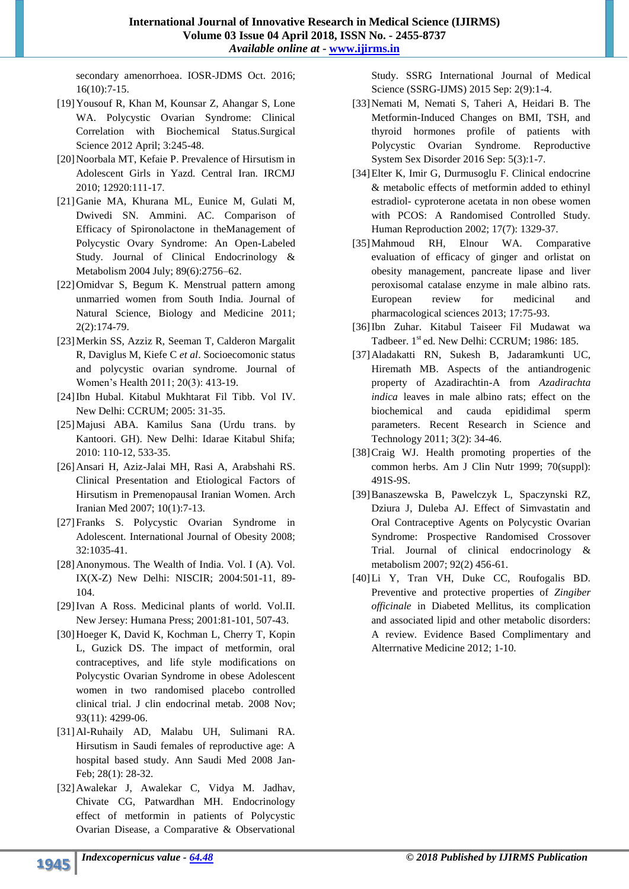secondary amenorrhoea. IOSR-JDMS Oct. 2016; 16(10):7-15.

[19] Yousouf R, Khan M, Kounsar Z, Ahangar S, Lone WA. Polycystic Ovarian Syndrome: Clinical Correlation with Biochemical Status.Surgical Science 2012 April; 3:245-48.

[20] Noorbala MT, Kefaie P. Prevalence of Hirsutism in Adolescent Girls in Yazd. Central Iran. IRCMJ 2010; 12920:111-17.

[21] Ganie MA, Khurana ML, Eunice M, Gulati M, Dwivedi SN. Ammini. AC. Comparison of Efficacy of Spironolactone in theManagement of Polycystic Ovary Syndrome: An Open-Labeled Study. Journal of Clinical Endocrinology & Metabolism 2004 July; 89(6):2756–62.

[22] Omidvar S, Begum K. Menstrual pattern among unmarried women from South India. Journal of Natural Science, Biology and Medicine 2011; 2(2):174-79.

[23] Merkin SS, Azziz R, Seeman T, Calderon Margalit R, Daviglus M, Kiefe C *et al*. Socioecomonic status and polycystic ovarian syndrome. Journal of Women's Health 2011; 20(3): 413-19.

[24] Ibn Hubal. Kitabul Mukhtarat Fil Tibb. Vol IV. New Delhi: CCRUM; 2005: 31-35.

[25] Majusi ABA. Kamilus Sana (Urdu trans. by Kantoori. GH). New Delhi: Idarae Kitabul Shifa; 2010: 110-12, 533-35.

[26] Ansari H, Aziz-Jalai MH, Rasi A, Arabshahi RS. Clinical Presentation and Etiological Factors of Hirsutism in Premenopausal Iranian Women. Arch Iranian Med 2007; 10(1):7-13.

[27] Franks S. Polycystic Ovarian Syndrome in Adolescent. International Journal of Obesity 2008; 32:1035-41.

[28] Anonymous. The Wealth of India. Vol. I (A). Vol. IX(X-Z) New Delhi: NISCIR; 2004:501-11, 89-104.

[29] Ivan A Ross. Medicinal plants of world. Vol.II. New Jersey: Humana Press; 2001:81-101, 507-43.

[30] Hoeger K, David K, Kochman L, Cherry T, Kopin L, Guzick DS. The impact of metformin, oral contraceptives, and life style modifications on Polycystic Ovarian Syndrome in obese Adolescent women in two randomised placebo controlled clinical trial. J clin endocrinal metab. 2008 Nov; 93(11): 4299-06.

[31] Al-Ruhaily AD, Malabu UH, Sulimani RA. Hirsutism in Saudi females of reproductive age: A hospital based study. Ann Saudi Med 2008 Jan-Feb; 28(1): 28-32.

[32] Awalekar J, Awalekar C, Vidya M. Jadhav, Chivate CG, Patwardhan MH. Endocrinology effect of metformin in patients of Polycystic Ovarian Disease, a Comparative & Observational Study. SSRG International Journal of Medical Science (SSRG-IJMS) 2015 Sep: 2(9):1-4.

[33] Nemati M, Nemati S, Taheri A, Heidari B. The Metformin-Induced Changes on BMI, TSH, and thyroid hormones profile of patients with Polycystic Ovarian Syndrome. Reproductive System Sex Disorder 2016 Sep: 5(3):1-7.

[34] Elter K, Imir G, Durmusoglu F. Clinical endocrine & metabolic effects of metformin added to ethinyl estradiol- cyproterone acetata in non obese women with PCOS: A Randomised Controlled Study. Human Reproduction 2002; 17(7): 1329-37.

[35] Mahmoud RH, Elnour WA. Comparative evaluation of efficacy of ginger and orlistat on obesity management, pancreate lipase and liver peroxisomal catalase enzyme in male albino rats. European review for medicinal and pharmacological sciences 2013; 17:75-93.

[36] Ibn Zuhar. Kitabul Taiseer Fil Mudawat wa Tadbeer. 1st ed. New Delhi: CCRUM; 1986: 185.

[37] Aladakatti RN, Sukesh B, Jadaramkunti UC, Hiremath MB. Aspects of the antiandrogenic property of Azadirachtin-A from *Azadirachta indica* leaves in male albino rats; effect on the biochemical and cauda epididimal sperm parameters. Recent Research in Science and Technology 2011; 3(2): 34-46.

[38] Craig WJ. Health promoting properties of the common herbs. Am J Clin Nutr 1999; 70(suppl): 491S-9S.

[39] Banaszewska B, Pawelczyk L, Spaczynski RZ, Dziura J, Duleba AJ. Effect of Simvastatin and Oral Contraceptive Agents on Polycystic Ovarian Syndrome: Prospective Randomised Crossover Trial. Journal of clinical endocrinology & metabolism 2007; 92(2) 456-61.

[40] Li Y, Tran VH, Duke CC, Roufogalis BD. Preventive and protective properties of *Zingiber officinale* in Diabeted Mellitus, its complication and associated lipid and other metabolic disorders: A review. Evidence Based Complimentary and Alterrnative Medicine 2012; 1-10.